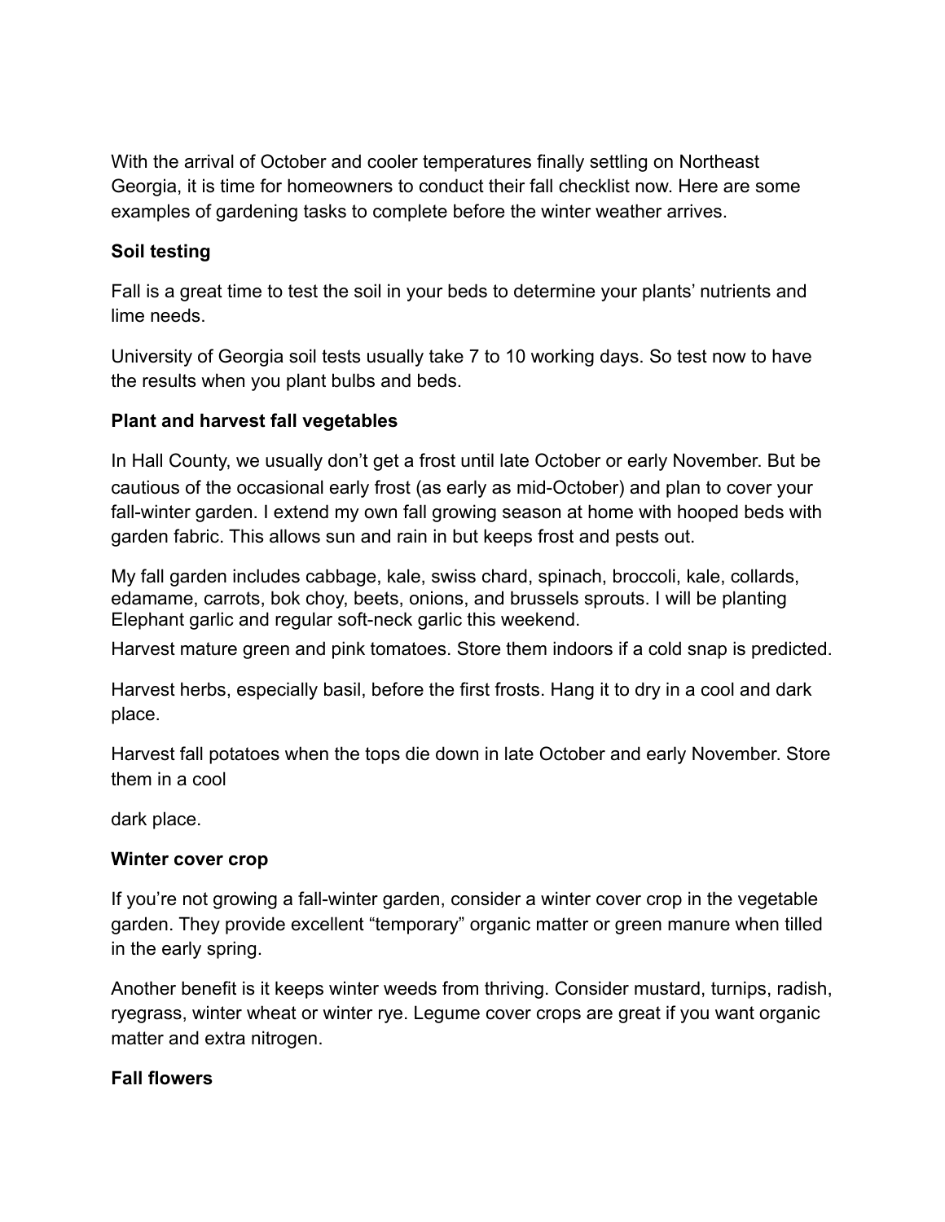With the arrival of October and cooler temperatures finally settling on Northeast Georgia, it is time for homeowners to conduct their fall checklist now. Here are some examples of gardening tasks to complete before the winter weather arrives.

**Soil testing**

Fall is a great time to test the soil in your beds to determine your plants' nutrients and lime needs.

University of Georgia soil tests usually take 7 to 10 working days. So test now to have the results when you plant bulbs and beds.

**Plant and harvest fall vegetables**

In Hall County, we usually don't get a frost until late October or early November. But be cautious of the occasional early frost (as early as mid-October) and plan to cover your fall-winter garden. I extend my own fall growing season at home with hooped beds with garden fabric. This allows sun and rain in but keeps frost and pests out.

My fall garden includes cabbage, kale, swiss chard, spinach, broccoli, kale, collards, edamame, carrots, bok choy, beets, onions, and brussels sprouts. I will be planting Elephant garlic and regular soft-neck garlic this weekend.

Harvest mature green and pink tomatoes. Store them indoors if a cold snap is predicted.

Harvest herbs, especially basil, before the first frosts. Hang it to dry in a cool and dark place.

Harvest fall potatoes when the tops die down in late October and early November. Store them in a cool

dark place.

**Winter cover crop**

If you're not growing a fall-winter garden, consider a winter cover crop in the vegetable garden. They provide excellent "temporary" organic matter or green manure when tilled in the early spring.

Another benefit is it keeps winter weeds from thriving. Consider mustard, turnips, radish, ryegrass, winter wheat or winter rye. Legume cover crops are great if you want organic matter and extra nitrogen.

**Fall flowers**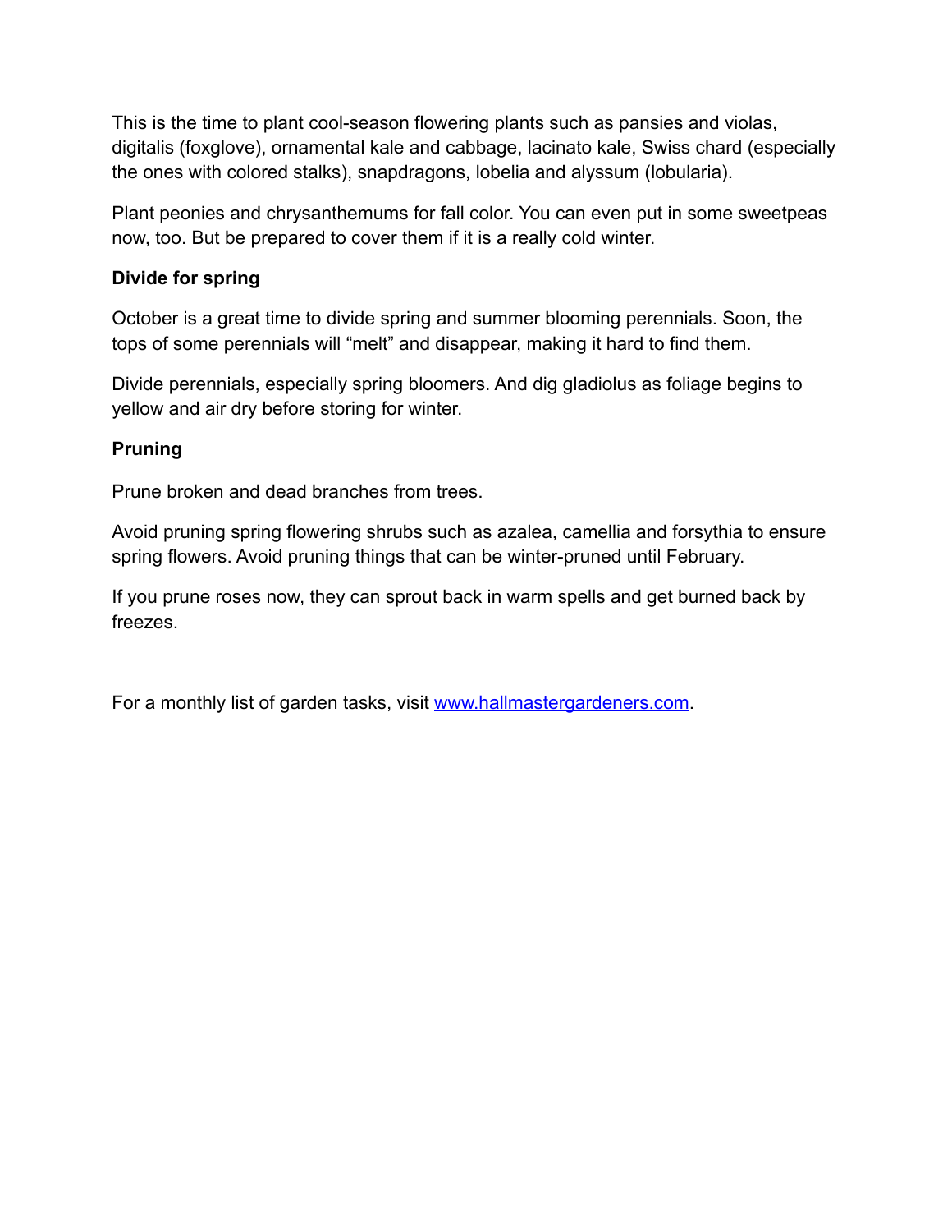This is the time to plant cool-season flowering plants such as pansies and violas, digitalis (foxglove), ornamental kale and cabbage, lacinato kale, Swiss chard (especially the ones with colored stalks), snapdragons, lobelia and alyssum (lobularia).

Plant peonies and chrysanthemums for fall color. You can even put in some sweetpeas now, too. But be prepared to cover them if it is a really cold winter.

**Divide for spring**

October is a great time to divide spring and summer blooming perennials. Soon, the tops of some perennials will "melt" and disappear, making it hard to find them.

Divide perennials, especially spring bloomers. And dig gladiolus as foliage begins to yellow and air dry before storing for winter.

**Pruning**

Prune broken and dead branches from trees.

Avoid pruning spring flowering shrubs such as azalea, camellia and forsythia to ensure spring flowers. Avoid pruning things that can be winter-pruned until February.

If you prune roses now, they can sprout back in warm spells and get burned back by freezes.

For a monthly list of garden tasks, visit [www.hallmastergardeners.com](http://www.hallmastergardeners.com).